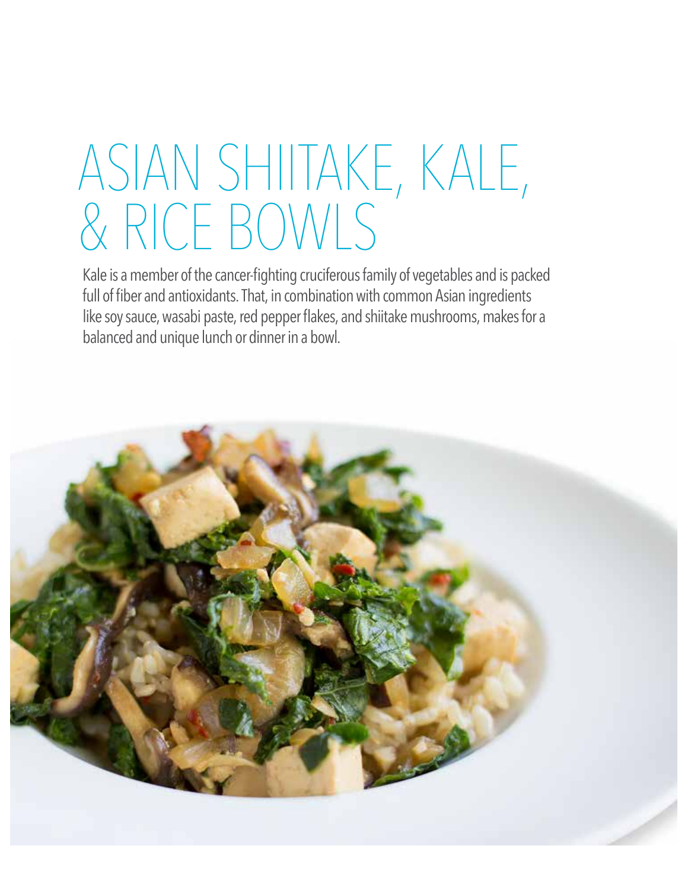# ASIAN SHIITAKE, KALE, & RICE BOWLS

Kale is a member of the cancer-fighting cruciferous family of vegetables and is packed full of fiber and antioxidants. That, in combination with common Asian ingredients like soy sauce, wasabi paste, red pepper flakes, and shiitake mushrooms, makes for a balanced and unique lunch or dinner in a bowl.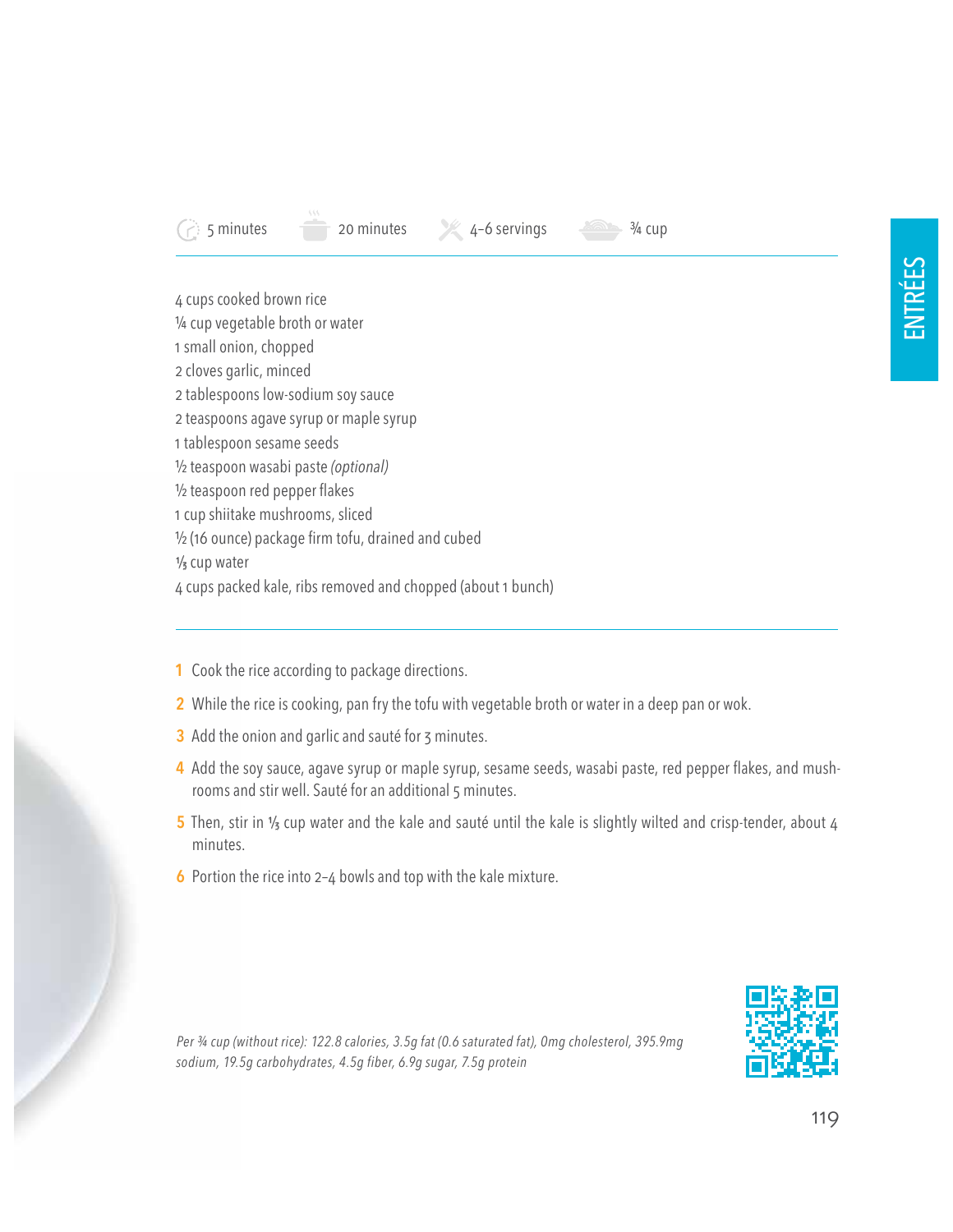5 minutes | 20 minutes | 4–6 servings | ¾ cup

4 cups cooked brown rice
¼ cup vegetable broth or water
1 small onion, chopped
2 cloves garlic, minced
2 tablespoons low-sodium soy sauce
2 teaspoons agave syrup or maple syrup
1 tablespoon sesame seeds
½ teaspoon wasabi paste *(optional)*
½ teaspoon red pepper flakes
1 cup shiitake mushrooms, sliced
½ (16 ounce) package firm tofu, drained and cubed
⅓ cup water
4 cups packed kale, ribs removed and chopped (about 1 bunch)

1. Cook the rice according to package directions.
2. While the rice is cooking, pan fry the tofu with vegetable broth or water in a deep pan or wok.
3. Add the onion and garlic and sauté for 3 minutes.
4. Add the soy sauce, agave syrup or maple syrup, sesame seeds, wasabi paste, red pepper flakes, and mushrooms and stir well. Sauté for an additional 5 minutes.
5. Then, stir in ⅓ cup water and the kale and sauté until the kale is slightly wilted and crisp-tender, about 4 minutes.
6. Portion the rice into 2–4 bowls and top with the kale mixture.

*Per ¾ cup (without rice): 122.8 calories, 3.5g fat (0.6 saturated fat), 0mg cholesterol, 395.9mg sodium, 19.5g carbohydrates, 4.5g fiber, 6.9g sugar, 7.5g protein*